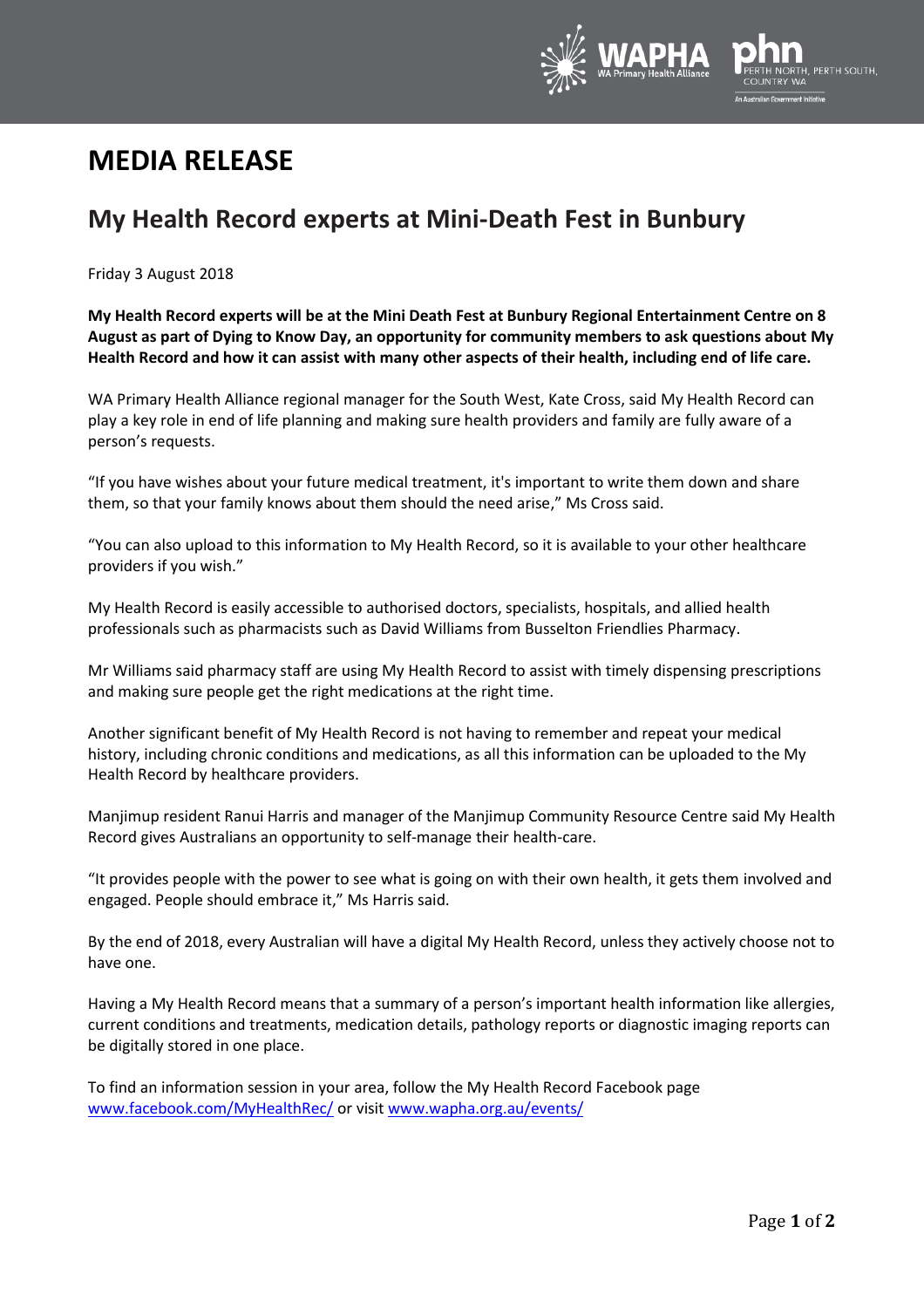# MEDIA RELEASE

## My Health Record experts at Mini-Death Fest in Bunbury

Friday 3 August 2018

**My Health Record experts will be at the Mini Death Fest at Bunbury Regional Entertainment Centre on 8 August as part of Dying to Know Day, an opportunity for community members to ask questions about My Health Record and how it can assist with many other aspects of their health, including end of life care.**

WA Primary Health Alliance regional manager for the South West, Kate Cross, said My Health Record can play a key role in end of life planning and making sure health providers and family are fully aware of a person's requests.

"If you have wishes about your future medical treatment, it's important to write them down and share them, so that your family knows about them should the need arise," Ms Cross said.

"You can also upload to this information to My Health Record, so it is available to your other healthcare providers if you wish."

My Health Record is easily accessible to authorised doctors, specialists, hospitals, and allied health professionals such as pharmacists such as David Williams from Busselton Friendlies Pharmacy.

Mr Williams said pharmacy staff are using My Health Record to assist with timely dispensing prescriptions and making sure people get the right medications at the right time.

Another significant benefit of My Health Record is not having to remember and repeat your medical history, including chronic conditions and medications, as all this information can be uploaded to the My Health Record by healthcare providers.

Manjimup resident Ranui Harris and manager of the Manjimup Community Resource Centre said My Health Record gives Australians an opportunity to self-manage their health-care.

"It provides people with the power to see what is going on with their own health, it gets them involved and engaged. People should embrace it," Ms Harris said.

By the end of 2018, every Australian will have a digital My Health Record, unless they actively choose not to have one.

Having a My Health Record means that a summary of a person's important health information like allergies, current conditions and treatments, medication details, pathology reports or diagnostic imaging reports can be digitally stored in one place.

To find an information session in your area, follow the My Health Record Facebook page [www.facebook.com/MyHealthRec/](www.facebook.com/MyHealthRec/) or visit [www.wapha.org.au/events/](www.wapha.org.au/events/)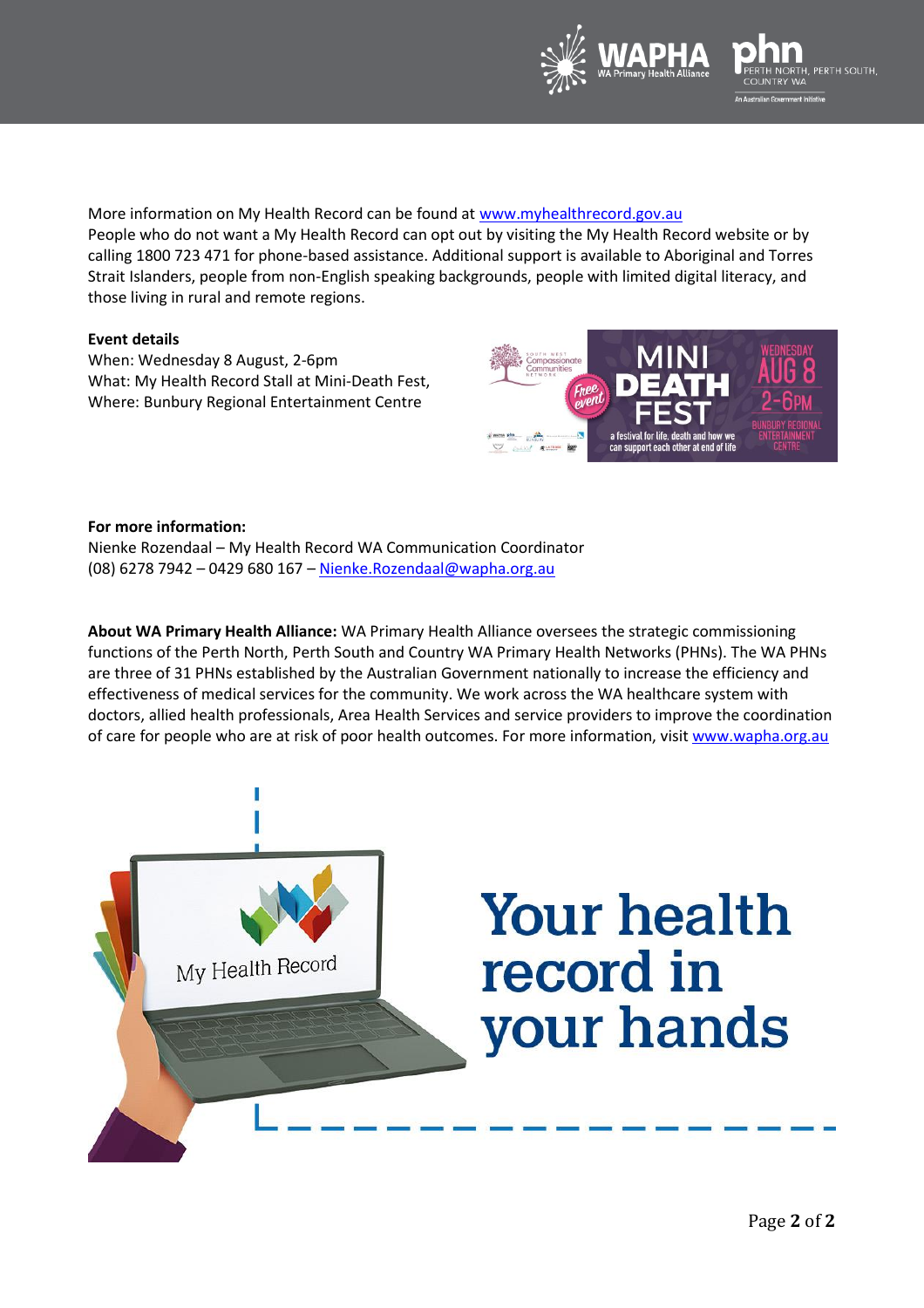More information on My Health Record can be found at www.myhealthrecord.gov.au
People who do not want a My Health Record can opt out by visiting the My Health Record website or by calling 1800 723 471 for phone-based assistance. Additional support is available to Aboriginal and Torres Strait Islanders, people from non-English speaking backgrounds, people with limited digital literacy, and those living in rural and remote regions.

**Event details**
When: Wednesday 8 August, 2-6pm
What: My Health Record Stall at Mini-Death Fest,
Where: Bunbury Regional Entertainment Centre

**For more information:**
Nienke Rozendaal – My Health Record WA Communication Coordinator
(08) 6278 7942 – 0429 680 167 – Nienke.Rozendaal@wapha.org.au

**About WA Primary Health Alliance:** WA Primary Health Alliance oversees the strategic commissioning functions of the Perth North, Perth South and Country WA Primary Health Networks (PHNs). The WA PHNs are three of 31 PHNs established by the Australian Government nationally to increase the efficiency and effectiveness of medical services for the community. We work across the WA healthcare system with doctors, allied health professionals, Area Health Services and service providers to improve the coordination of care for people who are at risk of poor health outcomes. For more information, visit www.wapha.org.au

Your health record in your hands